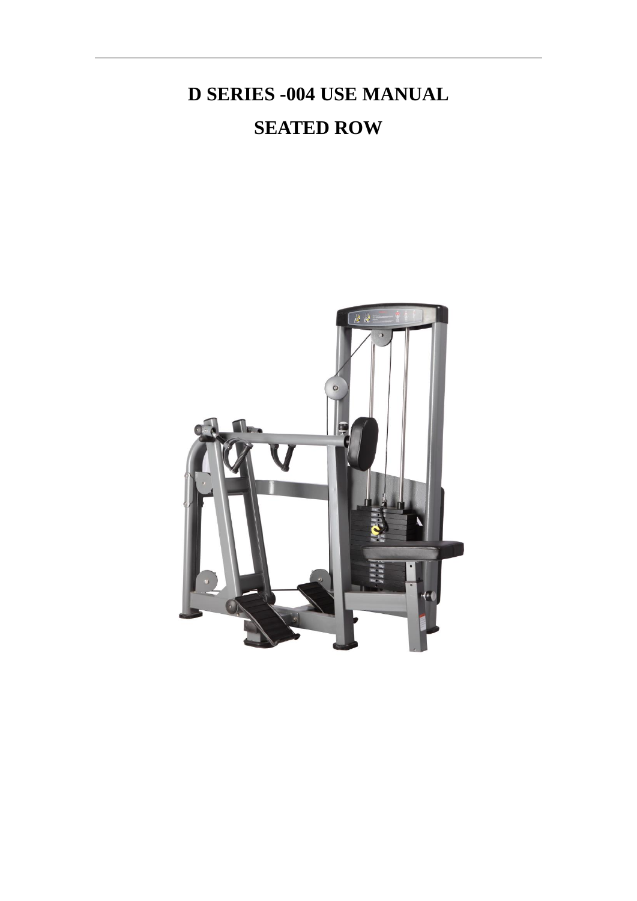# D SERIES -004 USE MANUAL

# SEATED ROW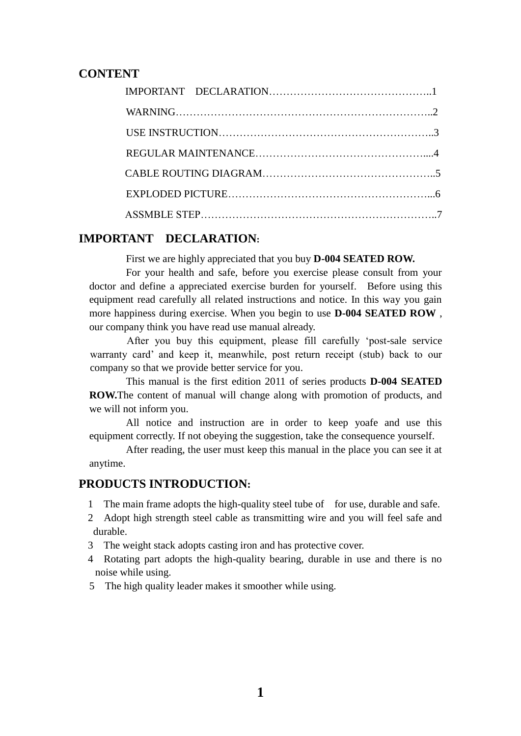## CONTENT

IMPORTANT DECLARATION……………………………………………..1

WARNING…………………………………………………………………..2

USE INSTRUCTION……………………………………………………..3

REGULAR MAINTENANCE……………………………………………....4

CABLE ROUTING DIAGRAM……………………………………………..5

EXPLODED PICTURE…………………………………………………...6

ASSMBLE STEP…………………………………………………………..7

## IMPORTANT DECLARATION:

First we are highly appreciated that you buy **D-004 SEATED ROW.**

For your health and safe, before you exercise please consult from your doctor and define a appreciated exercise burden for yourself. Before using this equipment read carefully all related instructions and notice. In this way you gain more happiness during exercise. When you begin to use **D-004 SEATED ROW** , our company think you have read use manual already.

After you buy this equipment, please fill carefully 'post-sale service warranty card' and keep it, meanwhile, post return receipt (stub) back to our company so that we provide better service for you.

This manual is the first edition 2011 of series products **D-004 SEATED ROW.**The content of manual will change along with promotion of products, and we will not inform you.

All notice and instruction are in order to keep yoafe and use this equipment correctly. If not obeying the suggestion, take the consequence yourself.

After reading, the user must keep this manual in the place you can see it at anytime.

## PRODUCTS INTRODUCTION:

1 The main frame adopts the high-quality steel tube of for use, durable and safe.
2 Adopt high strength steel cable as transmitting wire and you will feel safe and durable.
3 The weight stack adopts casting iron and has protective cover.
4 Rotating part adopts the high-quality bearing, durable in use and there is no noise while using.
5 The high quality leader makes it smoother while using.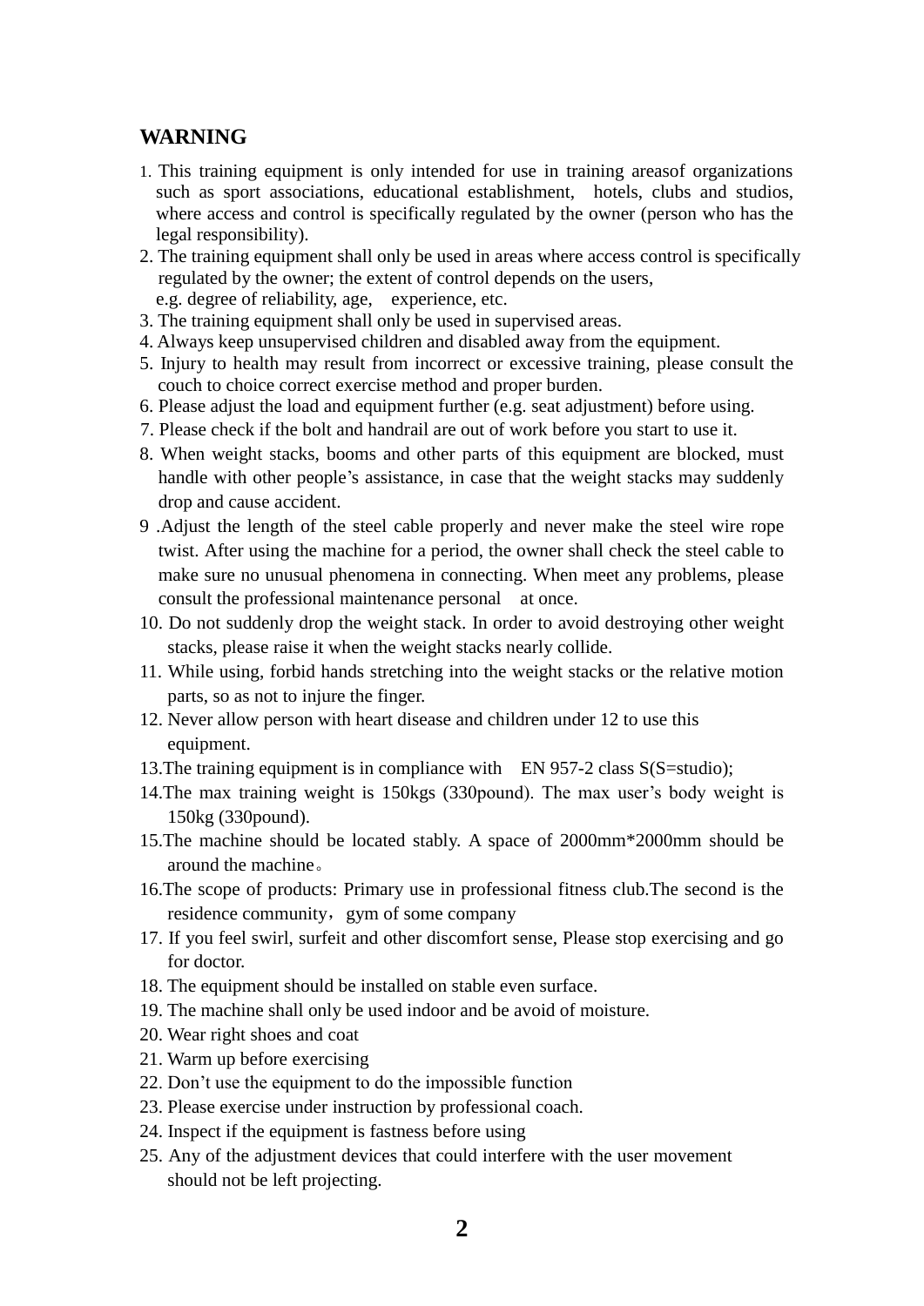## WARNING

1. This training equipment is only intended for use in training areasof organizations such as sport associations, educational establishment, hotels, clubs and studios, where access and control is specifically regulated by the owner (person who has the legal responsibility).
2. The training equipment shall only be used in areas where access control is specifically regulated by the owner; the extent of control depends on the users, e.g. degree of reliability, age, experience, etc.
3. The training equipment shall only be used in supervised areas.
4. Always keep unsupervised children and disabled away from the equipment.
5. Injury to health may result from incorrect or excessive training, please consult the couch to choice correct exercise method and proper burden.
6. Please adjust the load and equipment further (e.g. seat adjustment) before using.
7. Please check if the bolt and handrail are out of work before you start to use it.
8. When weight stacks, booms and other parts of this equipment are blocked, must handle with other people's assistance, in case that the weight stacks may suddenly drop and cause accident.
9. Adjust the length of the steel cable properly and never make the steel wire rope twist. After using the machine for a period, the owner shall check the steel cable to make sure no unusual phenomena in connecting. When meet any problems, please consult the professional maintenance personal at once.
10. Do not suddenly drop the weight stack. In order to avoid destroying other weight stacks, please raise it when the weight stacks nearly collide.
11. While using, forbid hands stretching into the weight stacks or the relative motion parts, so as not to injure the finger.
12. Never allow person with heart disease and children under 12 to use this equipment.
13. The training equipment is in compliance with EN 957-2 class S(S=studio);
14. The max training weight is 150kgs (330pound). The max user's body weight is 150kg (330pound).
15. The machine should be located stably. A space of 2000mm*2000mm should be around the machine。
16. The scope of products: Primary use in professional fitness club.The second is the residence community，gym of some company
17. If you feel swirl, surfeit and other discomfort sense, Please stop exercising and go for doctor.
18. The equipment should be installed on stable even surface.
19. The machine shall only be used indoor and be avoid of moisture.
20. Wear right shoes and coat
21. Warm up before exercising
22. Don't use the equipment to do the impossible function
23. Please exercise under instruction by professional coach.
24. Inspect if the equipment is fastness before using
25. Any of the adjustment devices that could interfere with the user movement should not be left projecting.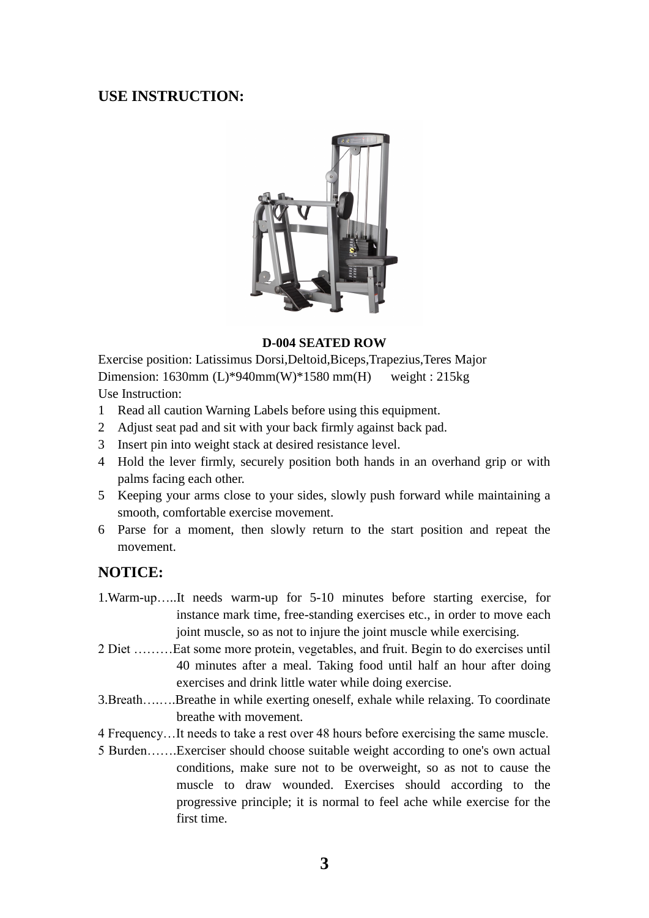## USE INSTRUCTION:

**D-004 SEATED ROW**

Exercise position: Latissimus Dorsi,Deltoid,Biceps,Trapezius,Teres Major
Dimension: 1630mm (L)*940mm(W)*1580 mm(H)  weight : 215kg
Use Instruction:

1. Read all caution Warning Labels before using this equipment.
2. Adjust seat pad and sit with your back firmly against back pad.
3. Insert pin into weight stack at desired resistance level.
4. Hold the lever firmly, securely position both hands in an overhand grip or with palms facing each other.
5. Keeping your arms close to your sides, slowly push forward while maintaining a smooth, comfortable exercise movement.
6. Parse for a moment, then slowly return to the start position and repeat the movement.

## NOTICE:

1.Warm-up…..It needs warm-up for 5-10 minutes before starting exercise, for instance mark time, free-standing exercises etc., in order to move each joint muscle, so as not to injure the joint muscle while exercising.

2 Diet ………Eat some more protein, vegetables, and fruit. Begin to do exercises until 40 minutes after a meal. Taking food until half an hour after doing exercises and drink little water while doing exercise.

3.Breath…..…Breathe in while exerting oneself, exhale while relaxing. To coordinate breathe with movement.

4 Frequency…It needs to take a rest over 48 hours before exercising the same muscle.

5 Burden…….Exerciser should choose suitable weight according to one's own actual conditions, make sure not to be overweight, so as not to cause the muscle to draw wounded. Exercises should according to the progressive principle; it is normal to feel ache while exercise for the first time.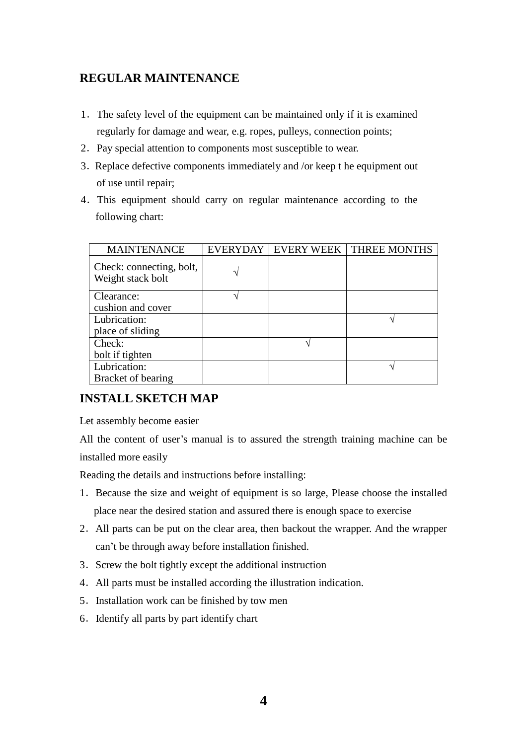## REGULAR MAINTENANCE

1. The safety level of the equipment can be maintained only if it is examined regularly for damage and wear, e.g. ropes, pulleys, connection points;
2. Pay special attention to components most susceptible to wear.
3. Replace defective components immediately and /or keep t he equipment out of use until repair;
4. This equipment should carry on regular maintenance according to the following chart:

| MAINTENANCE | EVERYDAY | EVERY WEEK | THREE MONTHS |
|---|---|---|---|
| Check: connecting, bolt, Weight stack bolt | √ | | |
| Clearance: cushion and cover | √ | | |
| Lubrication: place of sliding | | | √ |
| Check: bolt if tighten | | √ | |
| Lubrication: Bracket of bearing | | | √ |

## INSTALL SKETCH MAP

Let assembly become easier

All the content of user's manual is to assured the strength training machine can be installed more easily

Reading the details and instructions before installing:

1. Because the size and weight of equipment is so large, Please choose the installed place near the desired station and assured there is enough space to exercise
2. All parts can be put on the clear area, then backout the wrapper. And the wrapper can't be through away before installation finished.
3. Screw the bolt tightly except the additional instruction
4. All parts must be installed according the illustration indication.
5. Installation work can be finished by tow men
6. Identify all parts by part identify chart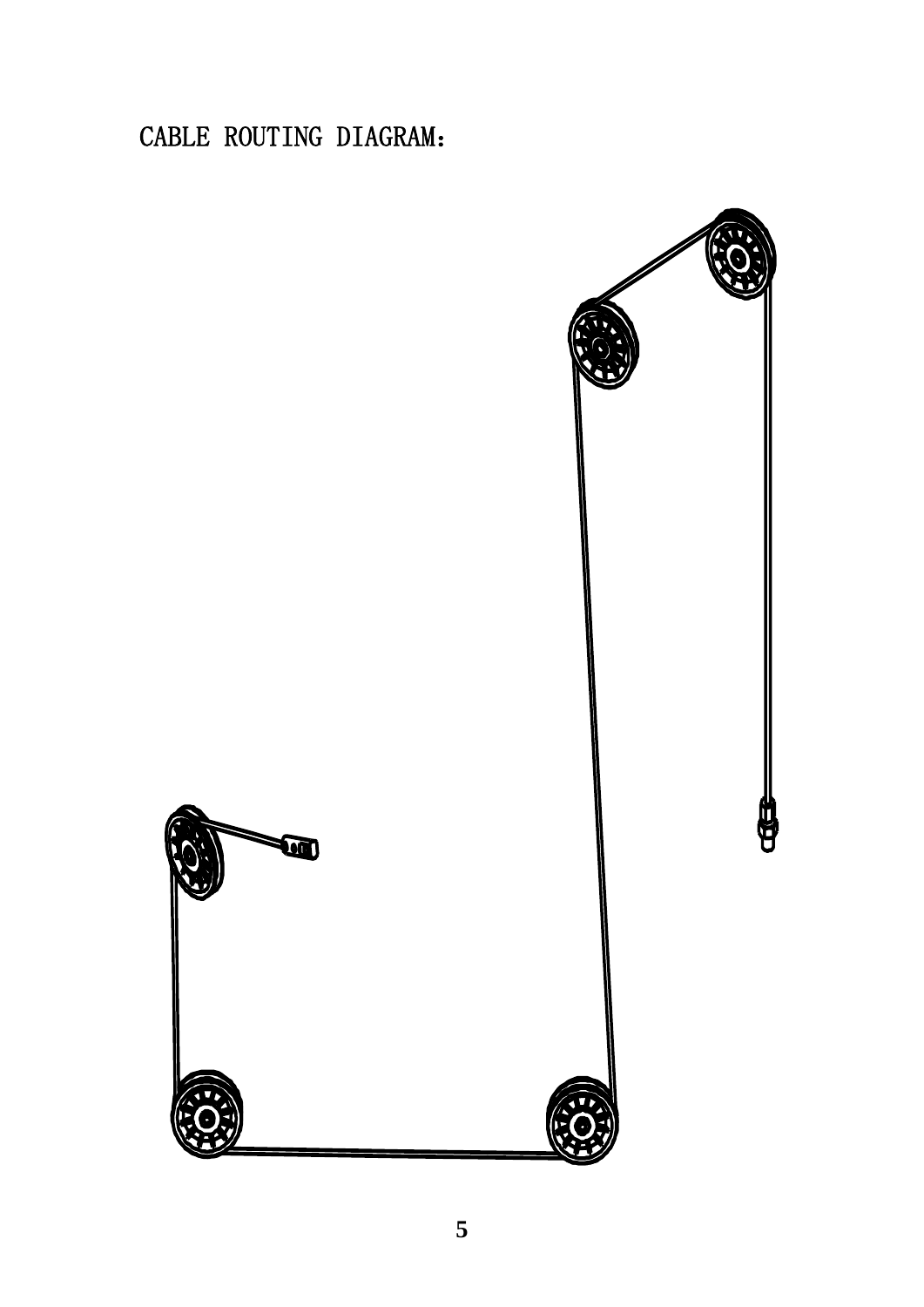CABLE ROUTING DIAGRAM：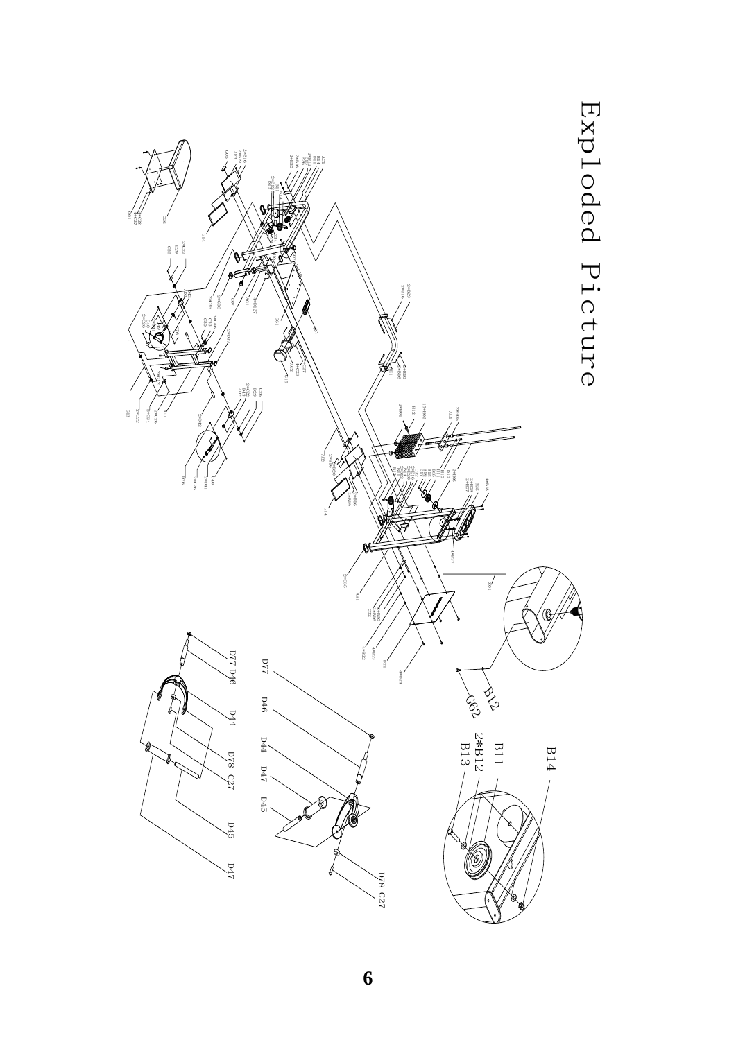# Exploded Picture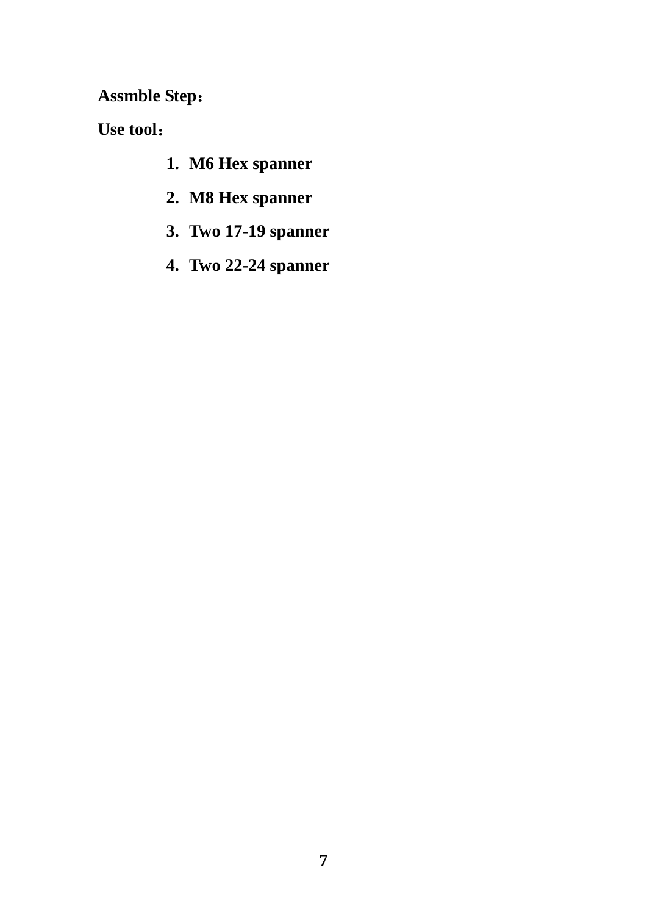**Assmble Step：**

**Use tool：**

1. **M6 Hex spanner**
2. **M8 Hex spanner**
3. **Two 17-19 spanner**
4. **Two 22-24 spanner**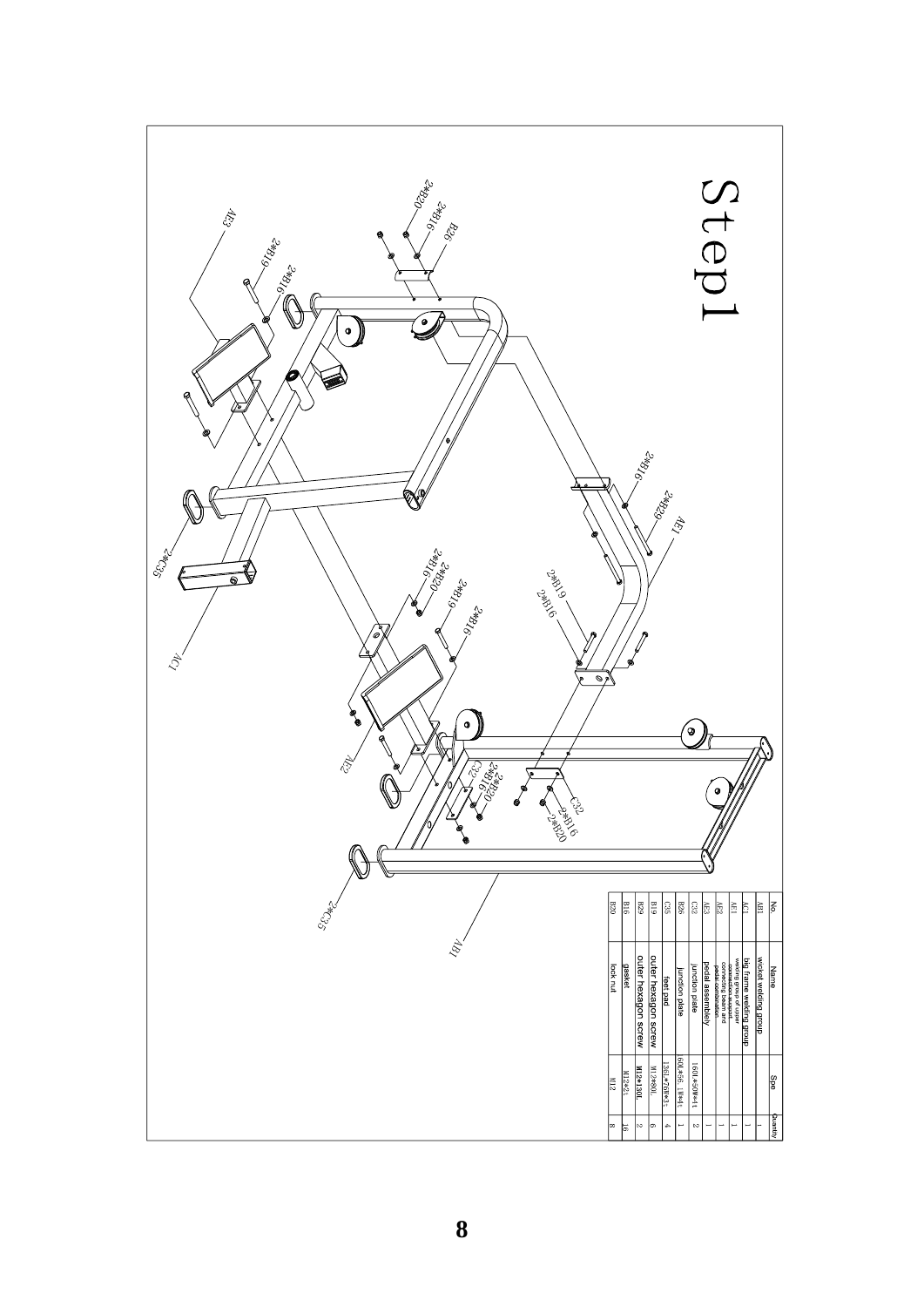# Step1

2*B20
2*B16
B26
AE3
2*B19
2*B16
2*B16
2*B29
AE1
2*C35
2*B16
2*B20
2*B19
2*B19
2*B16
2*B16
AC1
AE2
C32
2*B16
2*B20
C32
2*B16
2*B20
2*C35
AB1

| No | Name | Spe | Quantity |
|---|---|---|---|
| AB1 | wicket welding group | | 1 |
| AC1 | big frame welding group | | 1 |
| AE1 | welding group of upper connecting support, connecting beam and pedal combination | | 1 |
| AE2 | | | 1 |
| AE3 | pedal assembley | | 1 |
| C32 | junction plate | 160L*50W*4t | 2 |
| B26 | junction plate | 60L*56.1W*4t | 1 |
| C35 | feet pad | 136L*76W*32 | 4 |
| B19 | outer hexagon screw | M12*80L | 6 |
| B29 | outer hexagon screw | M12*130L | 2 |
| B16 | gasket | M12*2t | 16 |
| B20 | lock nut | M12 | 8 |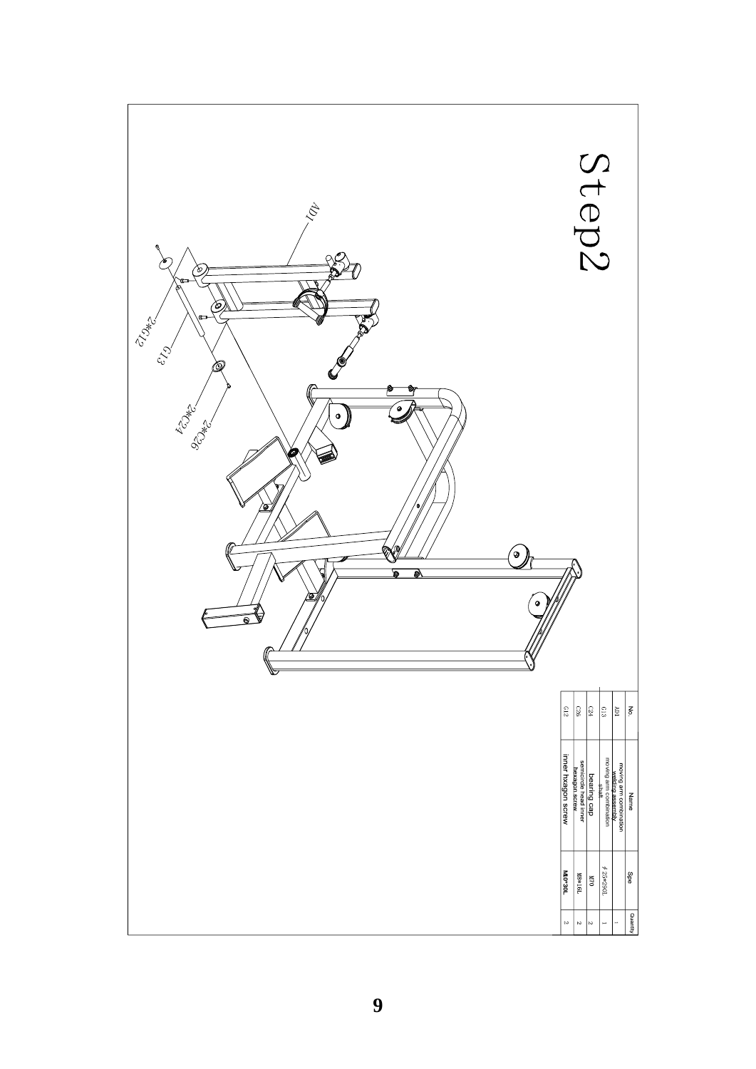# Step2

| No. | Name | Spe | Quantity |
|---|---|---|---|
| AD1 | moving arm combination welding assembly | | 1 |
| G13 | moving arm combination shaft | ϕ25*290L | 1 |
| C24 | bearing cap | M70 | 2 |
| C26 | semicircle head inner hexagon screw | M8*16L | 2 |
| G12 | inner hxagon screw | M10*30L | 2 |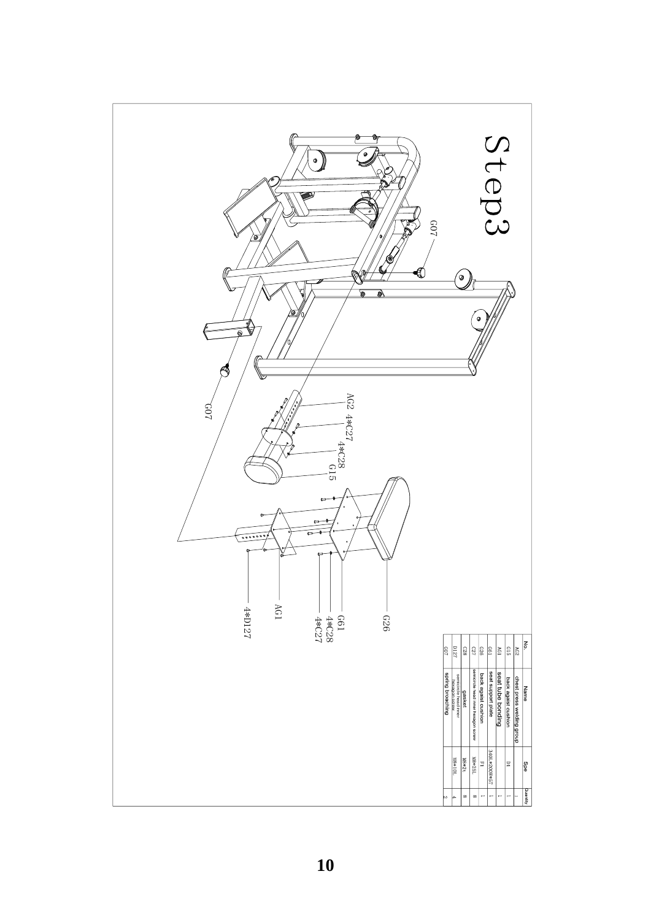# Step3

G07

G07

AG2 4*C27

4*C28

G15

G26

G61

4*C28

4*C27

AG1

4*D127

| No. | Name | Spe | Quantity |
|---|---|---|---|
| AG2 | chest press welding group | | 1 |
| G15 | back agaist cushion | D1 | 1 |
| AG1 | seat tube bonding | | 1 |
| G61 | seat support plate | 340L*200W*6T | 1 |
| G26 | back agaist cushion | F1 | 1 |
| C27 | semicircle head inner hexagon screw | M8*25L | 8 |
| C28 | gasket | M8*2t | 8 |
| D127 | semicircle head inner hexagon screw | M8*10L | 4 |
| G07 | spring broaching | | 2 |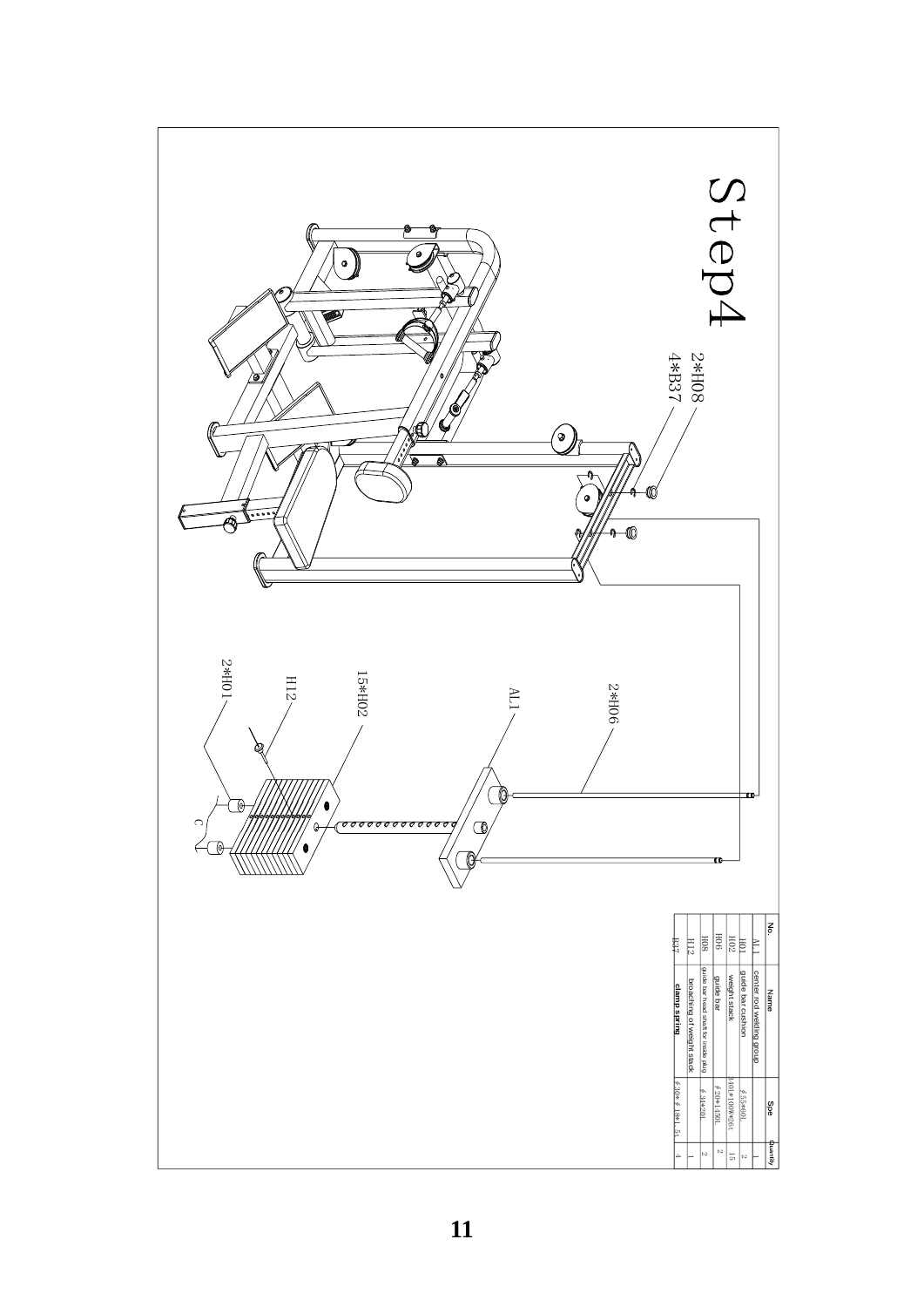# Step4

2*H08
4*B37

2*H06

AL1

15*H02

H12

2*H01

C

| No. | Name | Spe | Quantity |
|---|---|---|---|
| AL1 | center rod welding group | | 1 |
| H01 | guide bar cushion | φ 55*60L | 2 |
| H02 | weight stack | 240L*100W*26t | 15 |
| H06 | guide bar | φ 20*1850L | 2 |
| H08 | guide bar head shaft for inside plug | φ 34*20L | 2 |
| H12 | broaching of weight stack | | 1 |
| B37 | clamp spring | φ 30*φ 18*1.5t | 4 |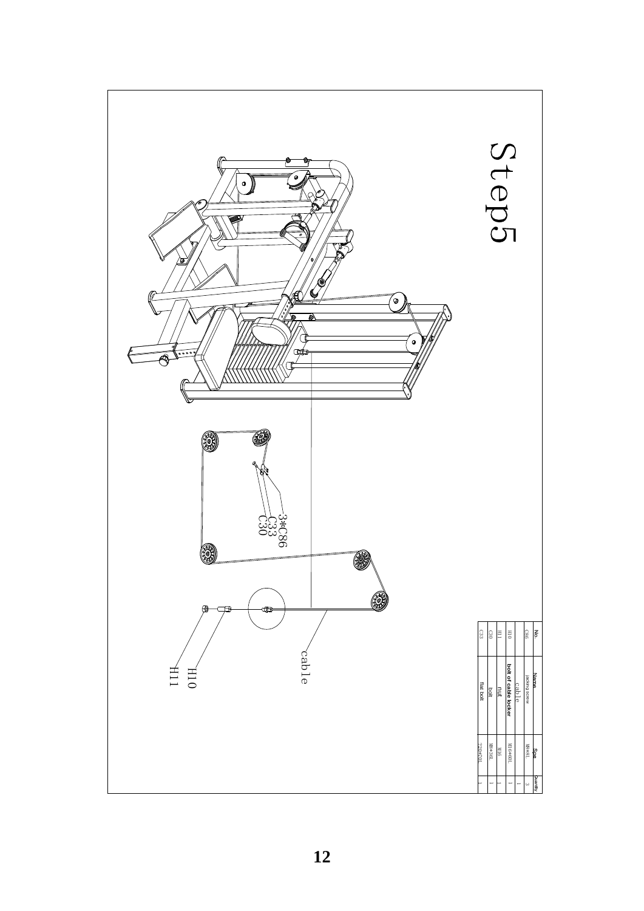# Step5

3*C86
C33
C30

cable

H10
H11

| No. | Name | Spec | Quantity |
|---|---|---|---|
| C86 | packing screw | M5*8L | 3 |
| | cable | | 1 |
| H10 | bolt of cable locker | M16*60L | 1 |
| H11 | nut | M16 | 1 |
| C30 | bolt | M8*36L | 1 |
| C33 | flat bolt | ?20*70L | 1 |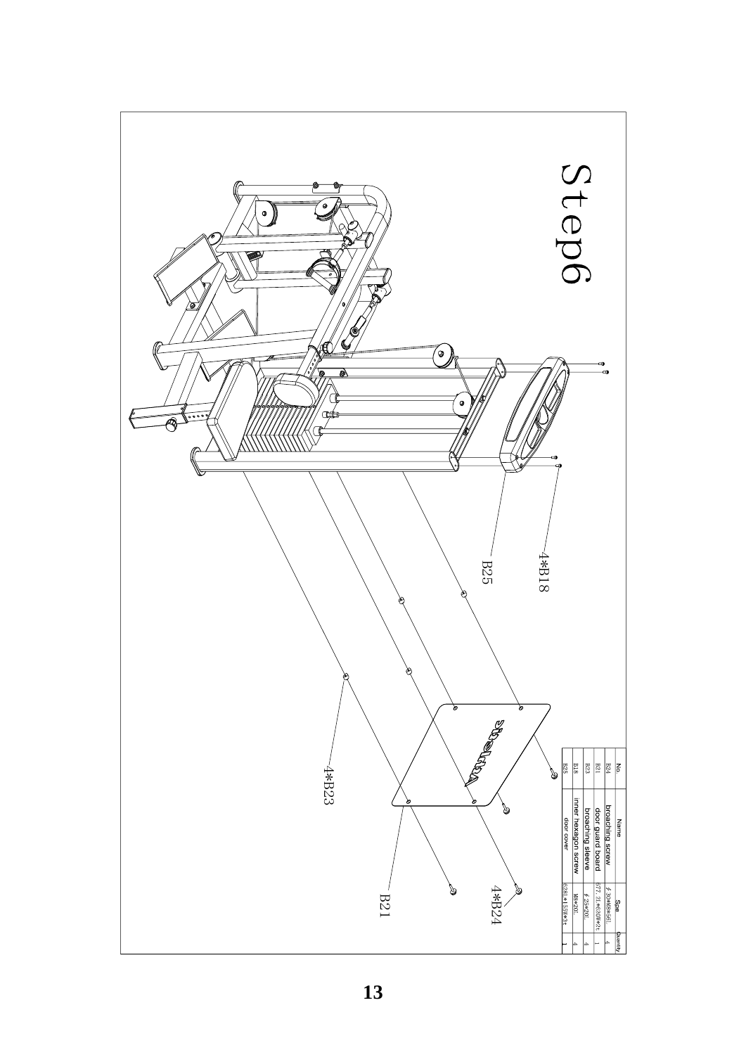# Step6

4*B18

B25

4*B23

B21

4*B24

| No. | Name | Spe | Quantity |
|---|---|---|---|
| B24 | broaching screw | φ 30*M8*36L | 4 |
| B21 | door guard board | 677.31*630*2t | 1 |
| B23 | broaching sleeve | φ 25*20L | 4 |
| B18 | inner hexagon screw | M8*20L | 4 |
| B25 | door cover | 628L*153W*1t | 1 |